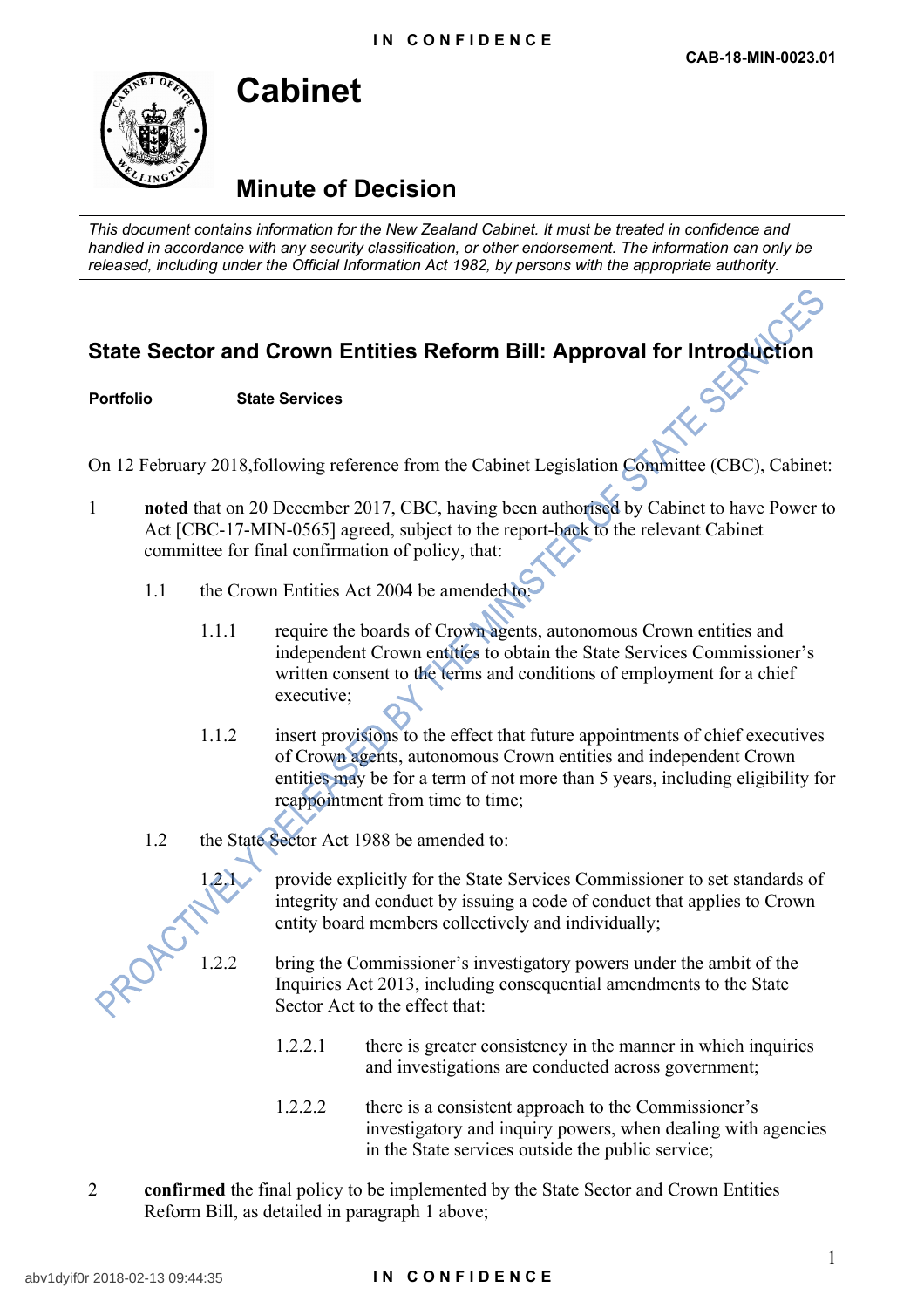**IN CONFIDENCE**

**CAB-18-MIN-0023.01**

# Cabinet

## Minute of Decision

*This document contains information for the New Zealand Cabinet. It must be treated in confidence and handled in accordance with any security classification, or other endorsement. The information can only be released, including under the Official Information Act 1982, by persons with the appropriate authority.*

## State Sector and Crown Entities Reform Bill: Approval for Introduction

**Portfolio** **State Services**

On 12 February 2018,following reference from the Cabinet Legislation Committee (CBC), Cabinet:

1 **noted** that on 20 December 2017, CBC, having been authorised by Cabinet to have Power to Act [CBC-17-MIN-0565] agreed, subject to the report-back to the relevant Cabinet committee for final confirmation of policy, that:

 1.1 the Crown Entities Act 2004 be amended to:

  1.1.1 require the boards of Crown agents, autonomous Crown entities and independent Crown entities to obtain the State Services Commissioner's written consent to the terms and conditions of employment for a chief executive;

  1.1.2 insert provisions to the effect that future appointments of chief executives of Crown agents, autonomous Crown entities and independent Crown entities may be for a term of not more than 5 years, including eligibility for reappointment from time to time;

 1.2 the State Sector Act 1988 be amended to:

  1.2.1 provide explicitly for the State Services Commissioner to set standards of integrity and conduct by issuing a code of conduct that applies to Crown entity board members collectively and individually;

  1.2.2 bring the Commissioner's investigatory powers under the ambit of the Inquiries Act 2013, including consequential amendments to the State Sector Act to the effect that:

   1.2.2.1 there is greater consistency in the manner in which inquiries and investigations are conducted across government;

   1.2.2.2 there is a consistent approach to the Commissioner's investigatory and inquiry powers, when dealing with agencies in the State services outside the public service;

2 **confirmed** the final policy to be implemented by the State Sector and Crown Entities Reform Bill, as detailed in paragraph 1 above;

PROACTIVELY RELEASED BY THE MINISTER OF STATE SERVICES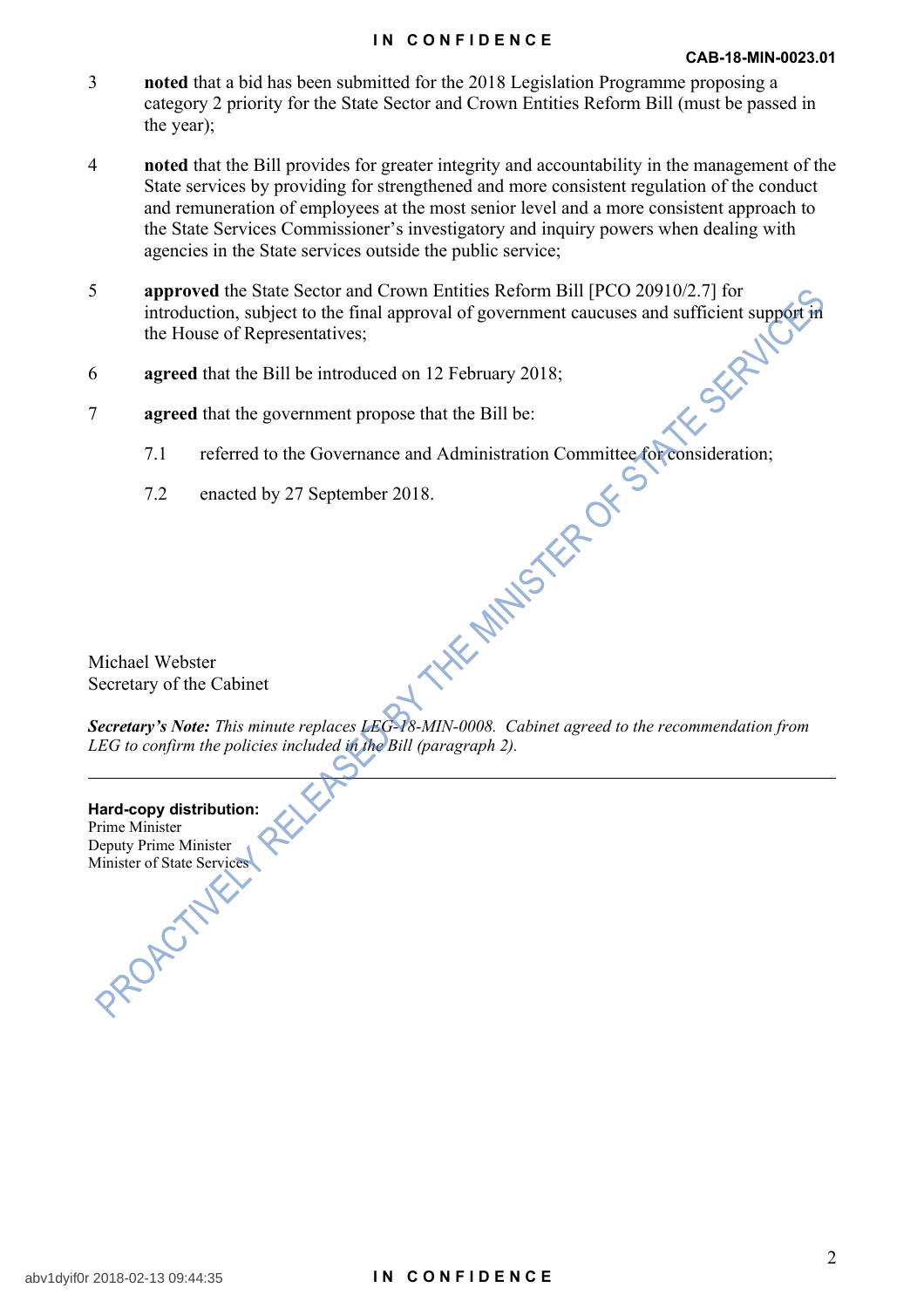3 **noted** that a bid has been submitted for the 2018 Legislation Programme proposing a category 2 priority for the State Sector and Crown Entities Reform Bill (must be passed in the year);

4 **noted** that the Bill provides for greater integrity and accountability in the management of the State services by providing for strengthened and more consistent regulation of the conduct and remuneration of employees at the most senior level and a more consistent approach to the State Services Commissioner's investigatory and inquiry powers when dealing with agencies in the State services outside the public service;

5 **approved** the State Sector and Crown Entities Reform Bill [PCO 20910/2.7] for introduction, subject to the final approval of government caucuses and sufficient support in the House of Representatives;

6 **agreed** that the Bill be introduced on 12 February 2018;

7 **agreed** that the government propose that the Bill be:

7.1 referred to the Governance and Administration Committee for consideration;

7.2 enacted by 27 September 2018.

Michael Webster
Secretary of the Cabinet

***Secretary's Note:*** *This minute replaces LEG-18-MIN-0008. Cabinet agreed to the recommendation from LEG to confirm the policies included in the Bill (paragraph 2).*

---

**Hard-copy distribution:**
Prime Minister
Deputy Prime Minister
Minister of State Services

PROACTIVELY RELEASED BY THE MINISTER OF STATE SERVICES